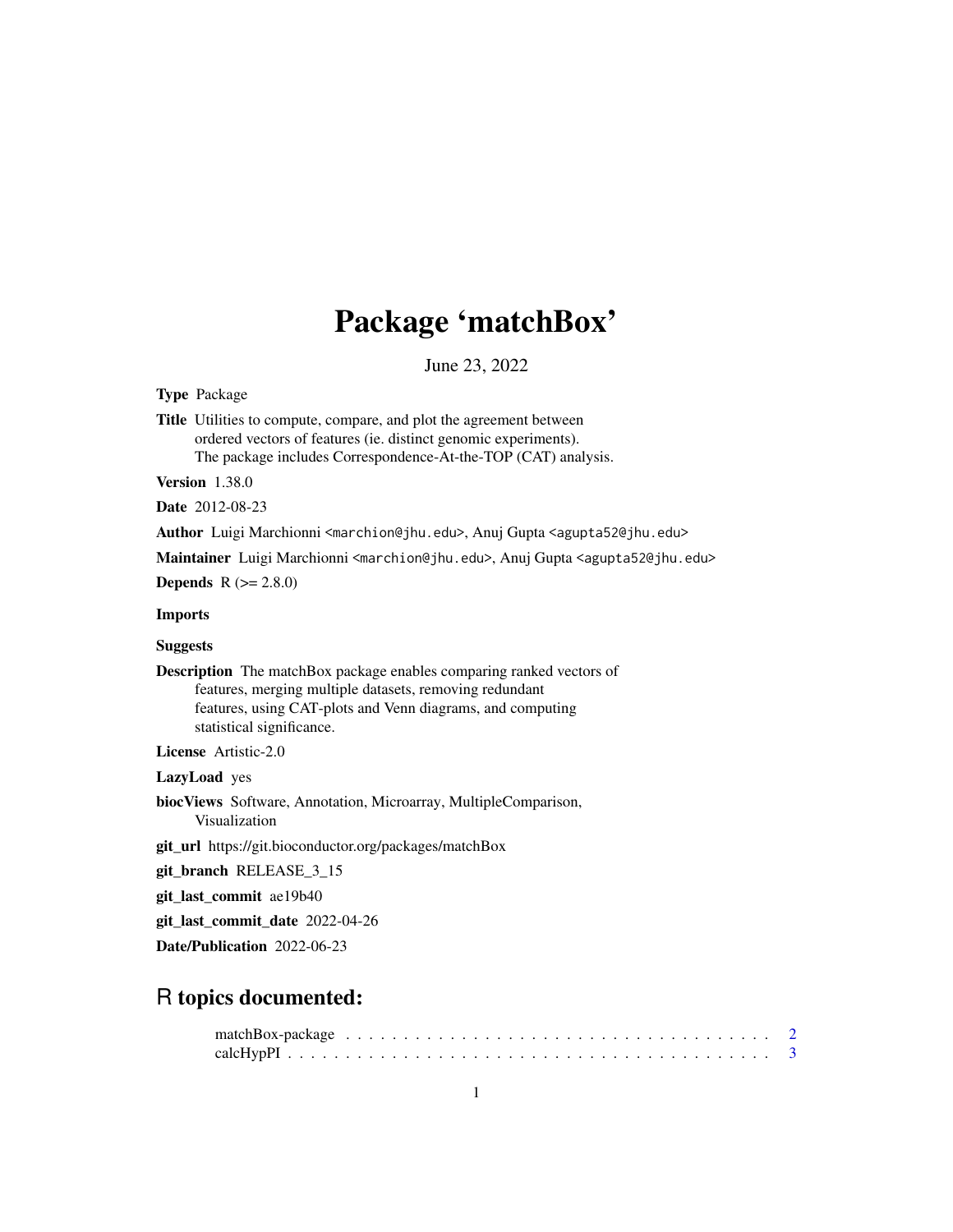# Package 'matchBox'

June 23, 2022

**Type** Package

**Title** Utilities to compute, compare, and plot the agreement between ordered vectors of features (ie. distinct genomic experiments). The package includes Correspondence-At-the-TOP (CAT) analysis.

**Version** 1.38.0

**Date** 2012-08-23

**Author** Luigi Marchionni <marchion@jhu.edu>, Anuj Gupta <agupta52@jhu.edu>

**Maintainer** Luigi Marchionni <marchion@jhu.edu>, Anuj Gupta <agupta52@jhu.edu>

**Depends** R (>= 2.8.0)

**Imports**

**Suggests**

**Description** The matchBox package enables comparing ranked vectors of features, merging multiple datasets, removing redundant features, using CAT-plots and Venn diagrams, and computing statistical significance.

**License** Artistic-2.0

**LazyLoad** yes

**biocViews** Software, Annotation, Microarray, MultipleComparison, Visualization

**git_url** https://git.bioconductor.org/packages/matchBox

**git_branch** RELEASE_3_15

**git_last_commit** ae19b40

**git_last_commit_date** 2022-04-26

**Date/Publication** 2022-06-23

## R topics documented:

matchBox-package . . . . . . . . . . . . . . . . . . . . . . . . . . . . . . . . . . . . . 2
calcHypPI . . . . . . . . . . . . . . . . . . . . . . . . . . . . . . . . . . . . . . . . . . 3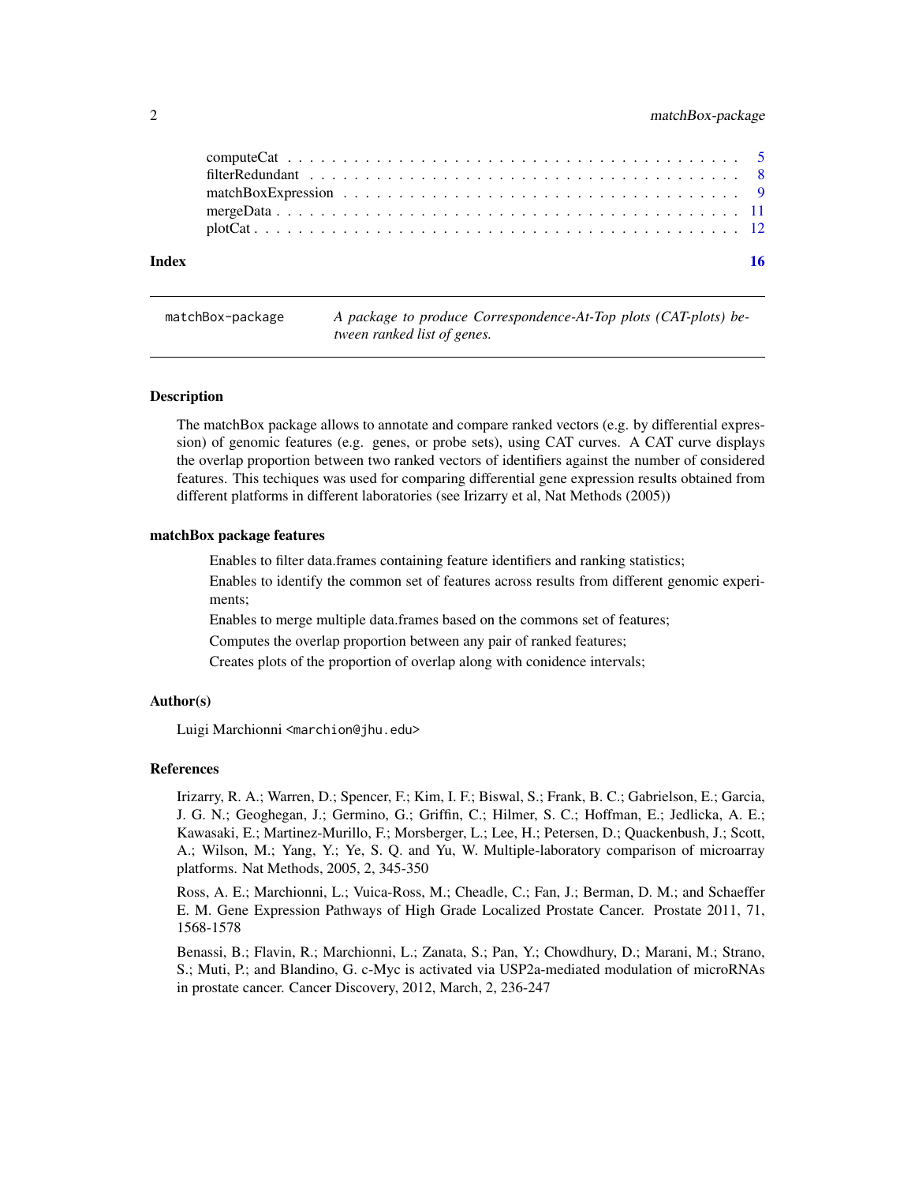computeCat . . . . . . . . . . . . . . . . . . . . . . . . . . . . . . . . . . . . . . . 5
filterRedundant . . . . . . . . . . . . . . . . . . . . . . . . . . . . . . . . . . . . . 8
matchBoxExpression . . . . . . . . . . . . . . . . . . . . . . . . . . . . . . . . . . . 9
mergeData . . . . . . . . . . . . . . . . . . . . . . . . . . . . . . . . . . . . . . . . 11
plotCat . . . . . . . . . . . . . . . . . . . . . . . . . . . . . . . . . . . . . . . . . 12

**Index** **16**

---

`matchBox-package` *A package to produce Correspondence-At-Top plots (CAT-plots) between ranked list of genes.*

---

### Description

The matchBox package allows to annotate and compare ranked vectors (e.g. by differential expression) of genomic features (e.g. genes, or probe sets), using CAT curves. A CAT curve displays the overlap proportion between two ranked vectors of identifiers against the number of considered features. This techiques was used for comparing differential gene expression results obtained from different platforms in different laboratories (see Irizarry et al, Nat Methods (2005))

### matchBox package features

Enables to filter data.frames containing feature identifiers and ranking statistics;

Enables to identify the common set of features across results from different genomic experiments;

Enables to merge multiple data.frames based on the commons set of features;

Computes the overlap proportion between any pair of ranked features;

Creates plots of the proportion of overlap along with conidence intervals;

### Author(s)

Luigi Marchionni <marchion@jhu.edu>

### References

Irizarry, R. A.; Warren, D.; Spencer, F.; Kim, I. F.; Biswal, S.; Frank, B. C.; Gabrielson, E.; Garcia, J. G. N.; Geoghegan, J.; Germino, G.; Griffin, C.; Hilmer, S. C.; Hoffman, E.; Jedlicka, A. E.; Kawasaki, E.; Martinez-Murillo, F.; Morsberger, L.; Lee, H.; Petersen, D.; Quackenbush, J.; Scott, A.; Wilson, M.; Yang, Y.; Ye, S. Q. and Yu, W. Multiple-laboratory comparison of microarray platforms. Nat Methods, 2005, 2, 345-350

Ross, A. E.; Marchionni, L.; Vuica-Ross, M.; Cheadle, C.; Fan, J.; Berman, D. M.; and Schaeffer E. M. Gene Expression Pathways of High Grade Localized Prostate Cancer. Prostate 2011, 71, 1568-1578

Benassi, B.; Flavin, R.; Marchionni, L.; Zanata, S.; Pan, Y.; Chowdhury, D.; Marani, M.; Strano, S.; Muti, P.; and Blandino, G. c-Myc is activated via USP2a-mediated modulation of microRNAs in prostate cancer. Cancer Discovery, 2012, March, 2, 236-247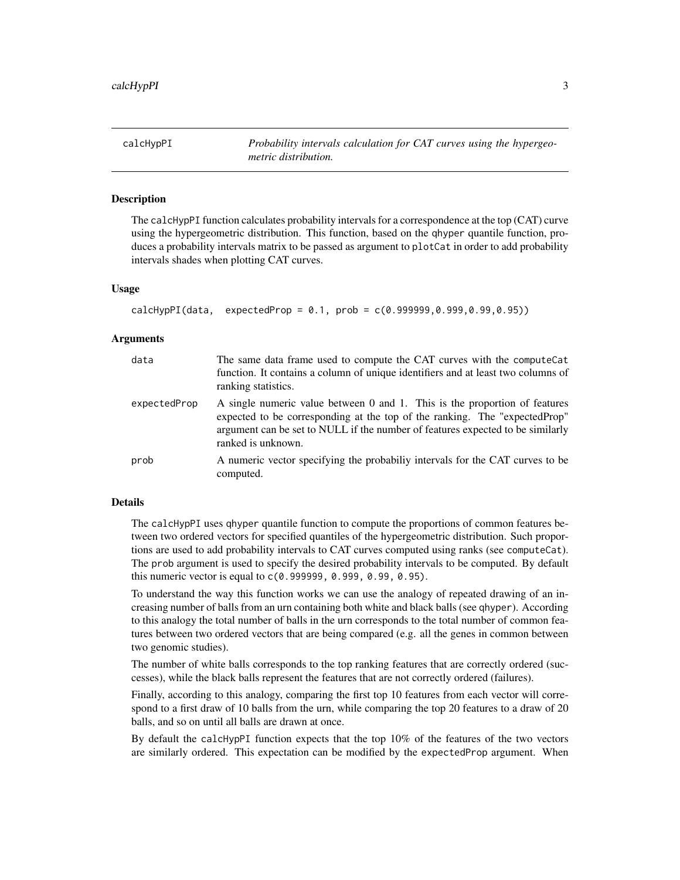calcHypPI — *Probability intervals calculation for CAT curves using the hypergeometric distribution.*

## Description

The `calcHypPI` function calculates probability intervals for a correspondence at the top (CAT) curve using the hypergeometric distribution. This function, based on the `qhyper` quantile function, produces a probability intervals matrix to be passed as argument to `plotCat` in order to add probability intervals shades when plotting CAT curves.

## Usage

```
calcHypPI(data,  expectedProp = 0.1, prob = c(0.999999,0.999,0.99,0.95))
```

## Arguments

| | |
|---|---|
| `data` | The same data frame used to compute the CAT curves with the `computeCat` function. It contains a column of unique identifiers and at least two columns of ranking statistics. |
| `expectedProp` | A single numeric value between 0 and 1. This is the proportion of features expected to be corresponding at the top of the ranking. The "expectedProp" argument can be set to NULL if the number of features expected to be similarly ranked is unknown. |
| `prob` | A numeric vector specifying the probabiliy intervals for the CAT curves to be computed. |

## Details

The `calcHypPI` uses `qhyper` quantile function to compute the proportions of common features between two ordered vectors for specified quantiles of the hypergeometric distribution. Such proportions are used to add probability intervals to CAT curves computed using ranks (see `computeCat`). The `prob` argument is used to specify the desired probability intervals to be computed. By default this numeric vector is equal to `c(0.999999, 0.999, 0.99, 0.95)`.

To understand the way this function works we can use the analogy of repeated drawing of an increasing number of balls from an urn containing both white and black balls (see `qhyper`). According to this analogy the total number of balls in the urn corresponds to the total number of common features between two ordered vectors that are being compared (e.g. all the genes in common between two genomic studies).

The number of white balls corresponds to the top ranking features that are correctly ordered (successes), while the black balls represent the features that are not correctly ordered (failures).

Finally, according to this analogy, comparing the first top 10 features from each vector will correspond to a first draw of 10 balls from the urn, while comparing the top 20 features to a draw of 20 balls, and so on until all balls are drawn at once.

By default the `calcHypPI` function expects that the top 10% of the features of the two vectors are similarly ordered. This expectation can be modified by the `expectedProp` argument. When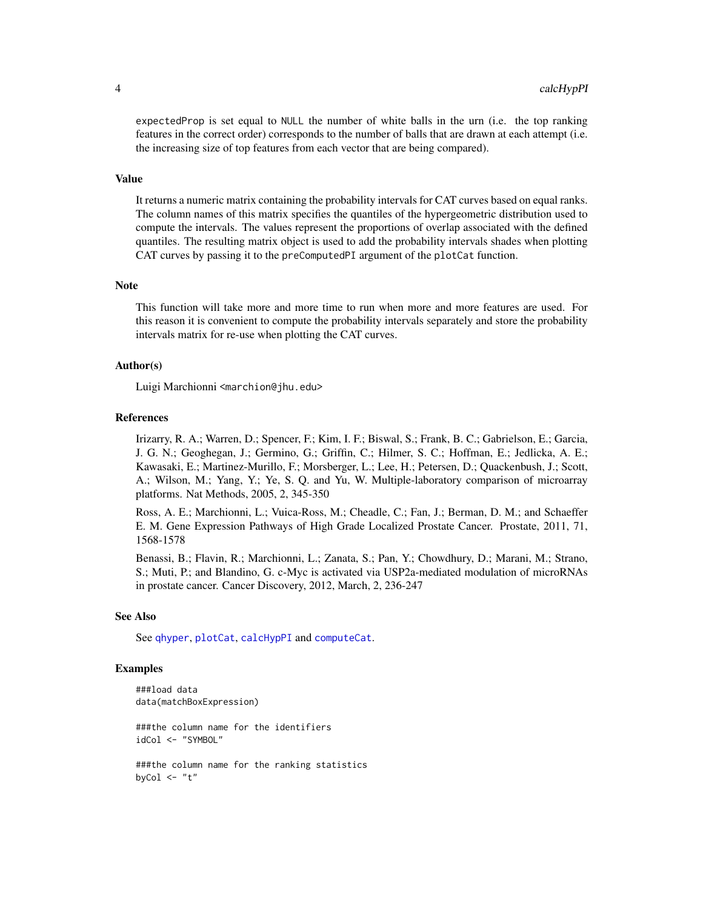`expectedProp` is set equal to `NULL` the number of white balls in the urn (i.e. the top ranking features in the correct order) corresponds to the number of balls that are drawn at each attempt (i.e. the increasing size of top features from each vector that are being compared).

## Value

It returns a numeric matrix containing the probability intervals for CAT curves based on equal ranks. The column names of this matrix specifies the quantiles of the hypergeometric distribution used to compute the intervals. The values represent the proportions of overlap associated with the defined quantiles. The resulting matrix object is used to add the probability intervals shades when plotting CAT curves by passing it to the `preComputedPI` argument of the `plotCat` function.

## Note

This function will take more and more time to run when more and more features are used. For this reason it is convenient to compute the probability intervals separately and store the probability intervals matrix for re-use when plotting the CAT curves.

## Author(s)

Luigi Marchionni <marchion@jhu.edu>

## References

Irizarry, R. A.; Warren, D.; Spencer, F.; Kim, I. F.; Biswal, S.; Frank, B. C.; Gabrielson, E.; Garcia, J. G. N.; Geoghegan, J.; Germino, G.; Griffin, C.; Hilmer, S. C.; Hoffman, E.; Jedlicka, A. E.; Kawasaki, E.; Martinez-Murillo, F.; Morsberger, L.; Lee, H.; Petersen, D.; Quackenbush, J.; Scott, A.; Wilson, M.; Yang, Y.; Ye, S. Q. and Yu, W. Multiple-laboratory comparison of microarray platforms. Nat Methods, 2005, 2, 345-350

Ross, A. E.; Marchionni, L.; Vuica-Ross, M.; Cheadle, C.; Fan, J.; Berman, D. M.; and Schaeffer E. M. Gene Expression Pathways of High Grade Localized Prostate Cancer. Prostate, 2011, 71, 1568-1578

Benassi, B.; Flavin, R.; Marchionni, L.; Zanata, S.; Pan, Y.; Chowdhury, D.; Marani, M.; Strano, S.; Muti, P.; and Blandino, G. c-Myc is activated via USP2a-mediated modulation of microRNAs in prostate cancer. Cancer Discovery, 2012, March, 2, 236-247

## See Also

See `qhyper`, `plotCat`, `calcHypPI` and `computeCat`.

## Examples

```
###load data
data(matchBoxExpression)

###the column name for the identifiers
idCol <- "SYMBOL"

###the column name for the ranking statistics
byCol <- "t"
```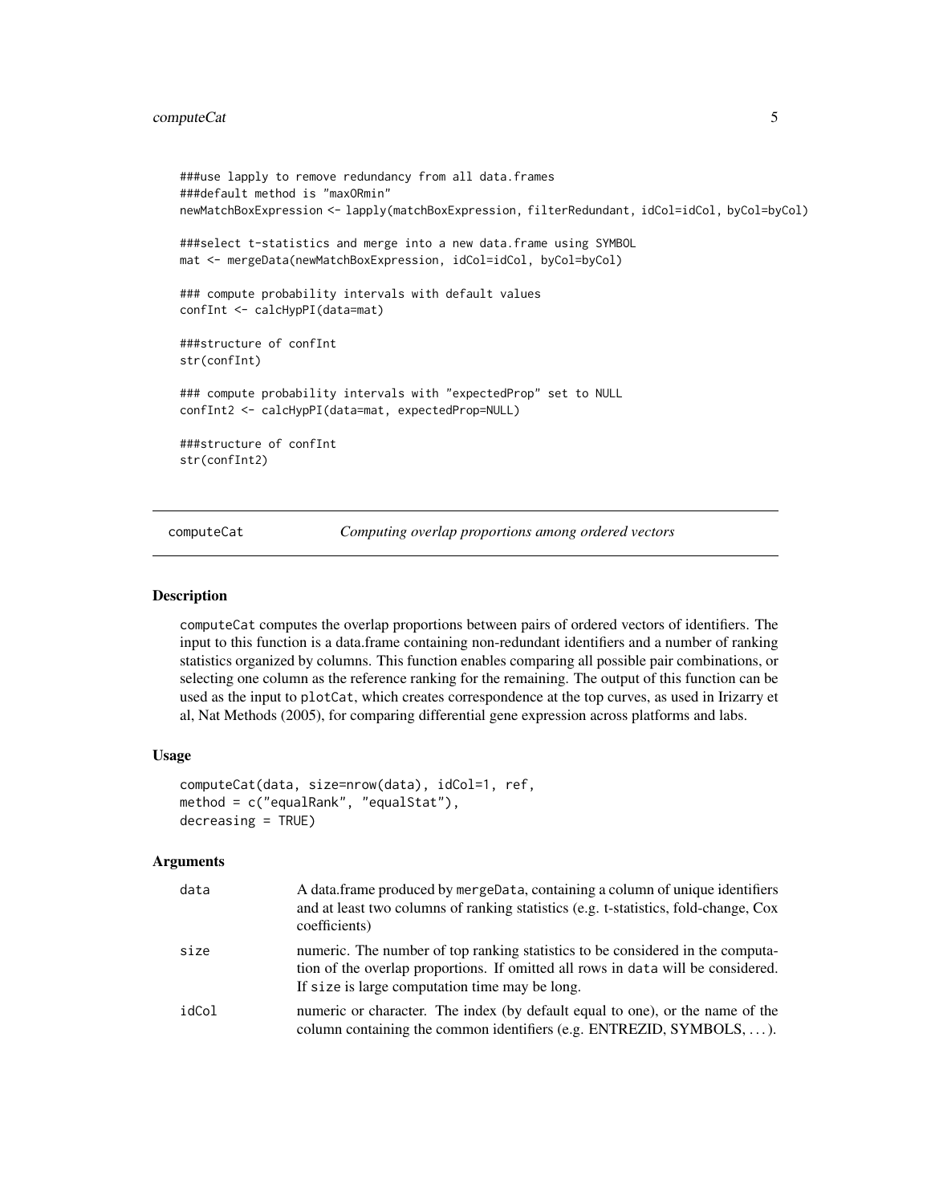```
###use lapply to remove redundancy from all data.frames
###default method is "maxORmin"
newMatchBoxExpression <- lapply(matchBoxExpression, filterRedundant, idCol=idCol, byCol=byCol)

###select t-statistics and merge into a new data.frame using SYMBOL
mat <- mergeData(newMatchBoxExpression, idCol=idCol, byCol=byCol)

### compute probability intervals with default values
confInt <- calcHypPI(data=mat)

###structure of confInt
str(confInt)

### compute probability intervals with "expectedProp" set to NULL
confInt2 <- calcHypPI(data=mat, expectedProp=NULL)

###structure of confInt
str(confInt2)
```

---

computeCat — *Computing overlap proportions among ordered vectors*

---

## Description

computeCat computes the overlap proportions between pairs of ordered vectors of identifiers. The input to this function is a data.frame containing non-redundant identifiers and a number of ranking statistics organized by columns. This function enables comparing all possible pair combinations, or selecting one column as the reference ranking for the remaining. The output of this function can be used as the input to plotCat, which creates correspondence at the top curves, as used in Irizarry et al, Nat Methods (2005), for comparing differential gene expression across platforms and labs.

## Usage

```
computeCat(data, size=nrow(data), idCol=1, ref,
method = c("equalRank", "equalStat"),
decreasing = TRUE)
```

## Arguments

| | |
|---|---|
| data | A data.frame produced by mergeData, containing a column of unique identifiers and at least two columns of ranking statistics (e.g. t-statistics, fold-change, Cox coefficients) |
| size | numeric. The number of top ranking statistics to be considered in the computation of the overlap proportions. If omitted all rows in data will be considered. If size is large computation time may be long. |
| idCol | numeric or character. The index (by default equal to one), or the name of the column containing the common identifiers (e.g. ENTREZID, SYMBOLS, ...). |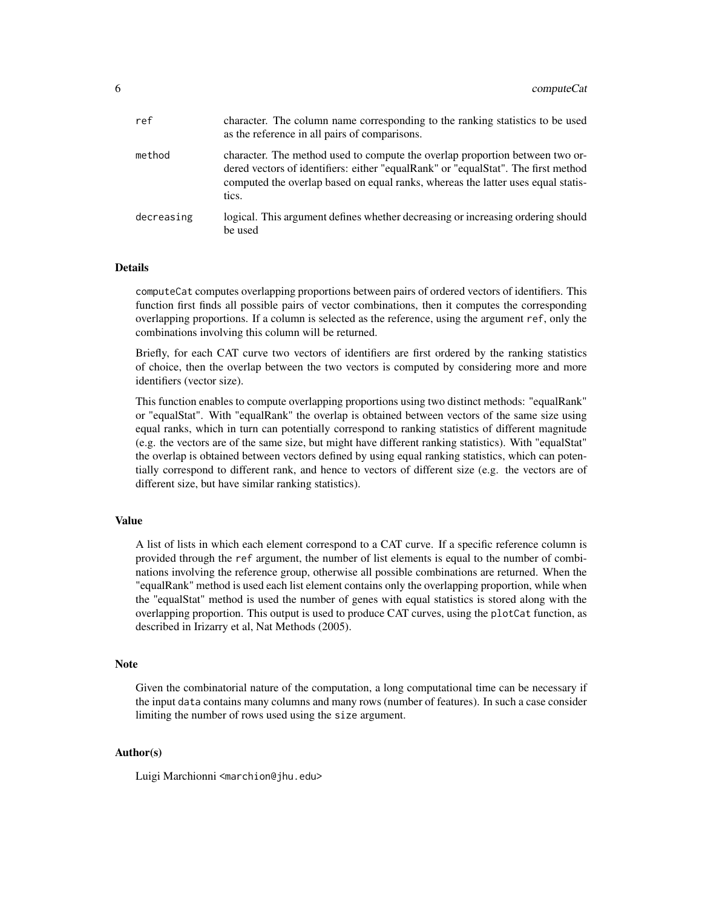| | |
|---|---|
| `ref` | character. The column name corresponding to the ranking statistics to be used as the reference in all pairs of comparisons. |
| `method` | character. The method used to compute the overlap proportion between two ordered vectors of identifiers: either "equalRank" or "equalStat". The first method computed the overlap based on equal ranks, whereas the latter uses equal statistics. |
| `decreasing` | logical. This argument defines whether decreasing or increasing ordering should be used |

## Details

`computeCat` computes overlapping proportions between pairs of ordered vectors of identifiers. This function first finds all possible pairs of vector combinations, then it computes the corresponding overlapping proportions. If a column is selected as the reference, using the argument `ref`, only the combinations involving this column will be returned.

Briefly, for each CAT curve two vectors of identifiers are first ordered by the ranking statistics of choice, then the overlap between the two vectors is computed by considering more and more identifiers (vector size).

This function enables to compute overlapping proportions using two distinct methods: "equalRank" or "equalStat". With "equalRank" the overlap is obtained between vectors of the same size using equal ranks, which in turn can potentially correspond to ranking statistics of different magnitude (e.g. the vectors are of the same size, but might have different ranking statistics). With "equalStat" the overlap is obtained between vectors defined by using equal ranking statistics, which can potentially correspond to different rank, and hence to vectors of different size (e.g. the vectors are of different size, but have similar ranking statistics).

## Value

A list of lists in which each element correspond to a CAT curve. If a specific reference column is provided through the `ref` argument, the number of list elements is equal to the number of combinations involving the reference group, otherwise all possible combinations are returned. When the "equalRank" method is used each list element contains only the overlapping proportion, while when the "equalStat" method is used the number of genes with equal statistics is stored along with the overlapping proportion. This output is used to produce CAT curves, using the `plotCat` function, as described in Irizarry et al, Nat Methods (2005).

## Note

Given the combinatorial nature of the computation, a long computational time can be necessary if the input `data` contains many columns and many rows (number of features). In such a case consider limiting the number of rows used using the `size` argument.

## Author(s)

Luigi Marchionni <marchion@jhu.edu>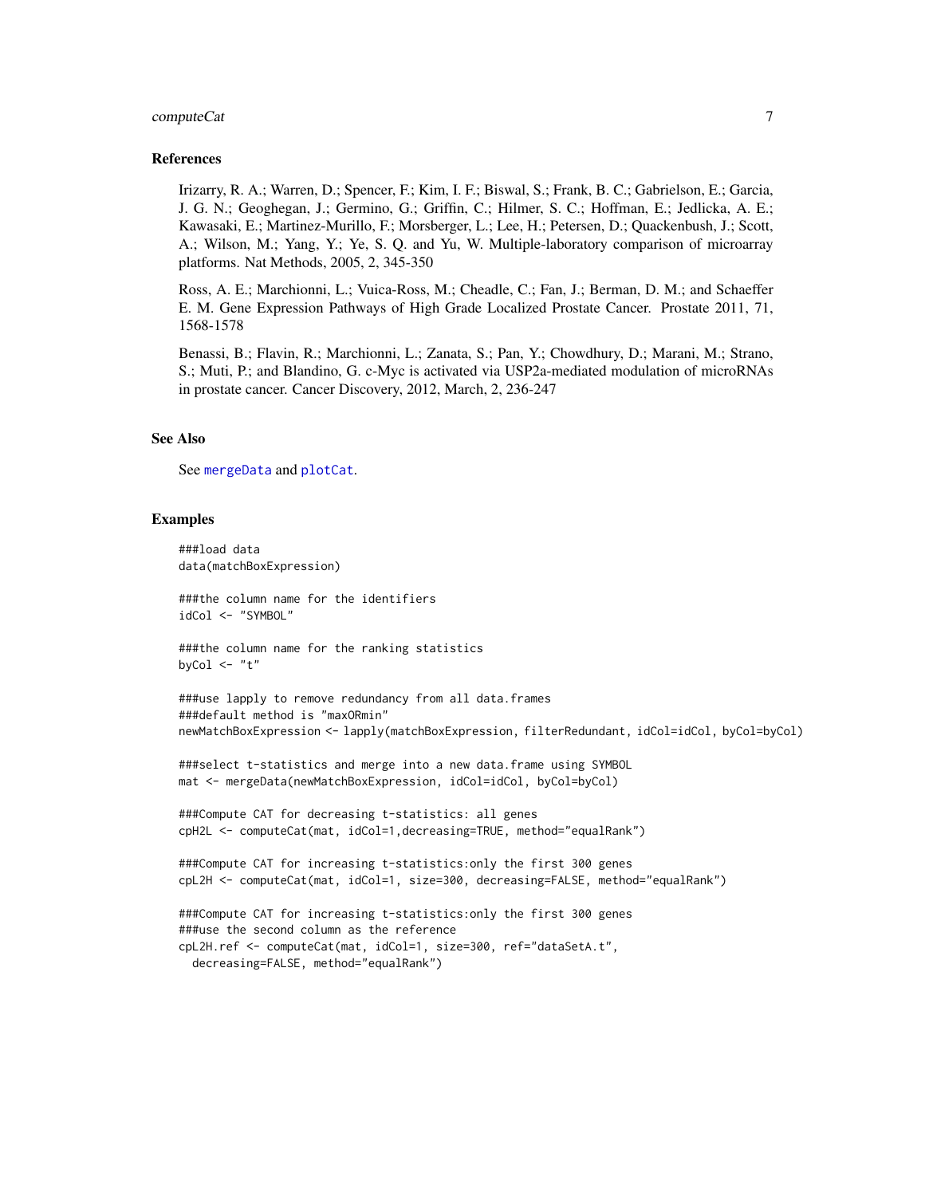## References

Irizarry, R. A.; Warren, D.; Spencer, F.; Kim, I. F.; Biswal, S.; Frank, B. C.; Gabrielson, E.; Garcia, J. G. N.; Geoghegan, J.; Germino, G.; Griffin, C.; Hilmer, S. C.; Hoffman, E.; Jedlicka, A. E.; Kawasaki, E.; Martinez-Murillo, F.; Morsberger, L.; Lee, H.; Petersen, D.; Quackenbush, J.; Scott, A.; Wilson, M.; Yang, Y.; Ye, S. Q. and Yu, W. Multiple-laboratory comparison of microarray platforms. Nat Methods, 2005, 2, 345-350

Ross, A. E.; Marchionni, L.; Vuica-Ross, M.; Cheadle, C.; Fan, J.; Berman, D. M.; and Schaeffer E. M. Gene Expression Pathways of High Grade Localized Prostate Cancer. Prostate 2011, 71, 1568-1578

Benassi, B.; Flavin, R.; Marchionni, L.; Zanata, S.; Pan, Y.; Chowdhury, D.; Marani, M.; Strano, S.; Muti, P.; and Blandino, G. c-Myc is activated via USP2a-mediated modulation of microRNAs in prostate cancer. Cancer Discovery, 2012, March, 2, 236-247

## See Also

See mergeData and plotCat.

## Examples

```
###load data
data(matchBoxExpression)

###the column name for the identifiers
idCol <- "SYMBOL"

###the column name for the ranking statistics
byCol <- "t"

###use lapply to remove redundancy from all data.frames
###default method is "maxORmin"
newMatchBoxExpression <- lapply(matchBoxExpression, filterRedundant, idCol=idCol, byCol=byCol)

###select t-statistics and merge into a new data.frame using SYMBOL
mat <- mergeData(newMatchBoxExpression, idCol=idCol, byCol=byCol)

###Compute CAT for decreasing t-statistics: all genes
cpH2L <- computeCat(mat, idCol=1,decreasing=TRUE, method="equalRank")

###Compute CAT for increasing t-statistics:only the first 300 genes
cpL2H <- computeCat(mat, idCol=1, size=300, decreasing=FALSE, method="equalRank")

###Compute CAT for increasing t-statistics:only the first 300 genes
###use the second column as the reference
cpL2H.ref <- computeCat(mat, idCol=1, size=300, ref="dataSetA.t",
  decreasing=FALSE, method="equalRank")
```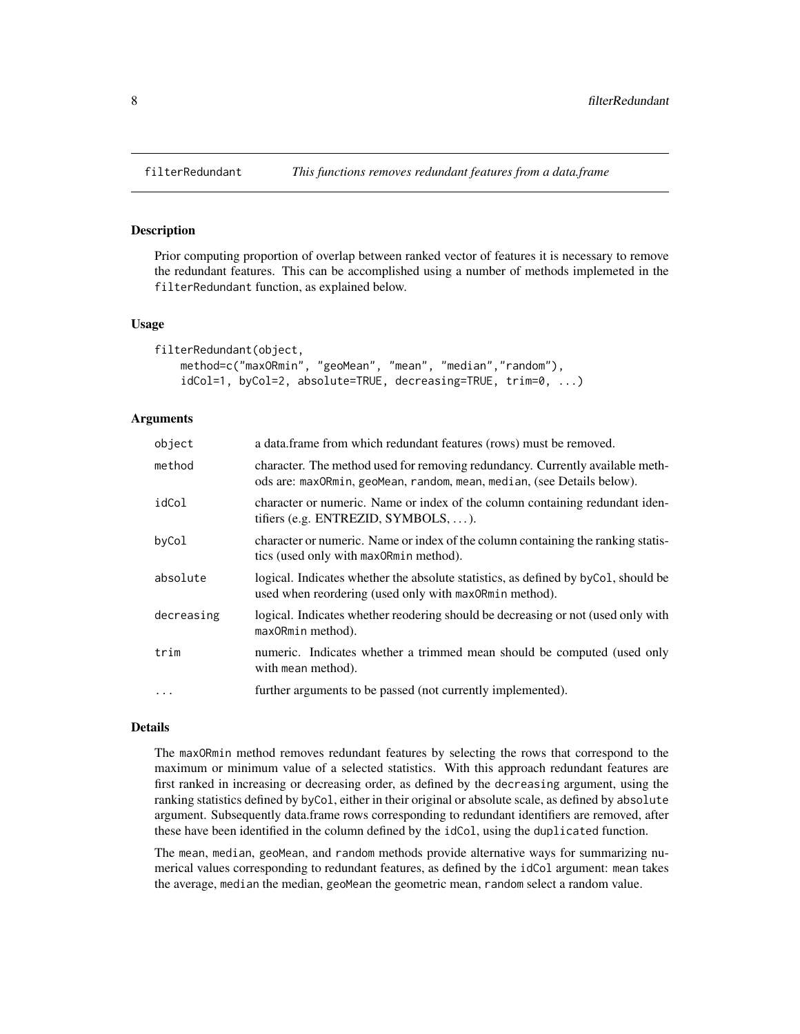## filterRedundant — *This functions removes redundant features from a data.frame*

### Description

Prior computing proportion of overlap between ranked vector of features it is necessary to remove the redundant features. This can be accomplished using a number of methods implemeted in the `filterRedundant` function, as explained below.

### Usage

```
filterRedundant(object,
    method=c("maxORmin", "geoMean", "mean", "median","random"),
    idCol=1, byCol=2, absolute=TRUE, decreasing=TRUE, trim=0, ...)
```

### Arguments

| | |
|---|---|
| `object` | a data.frame from which redundant features (rows) must be removed. |
| `method` | character. The method used for removing redundancy. Currently available methods are: `maxORmin`, `geoMean`, `random`, `mean`, `median`, (see Details below). |
| `idCol` | character or numeric. Name or index of the column containing redundant identifiers (e.g. ENTREZID, SYMBOLS, ...). |
| `byCol` | character or numeric. Name or index of the column containing the ranking statistics (used only with `maxORmin` method). |
| `absolute` | logical. Indicates whether the absolute statistics, as defined by `byCol`, should be used when reordering (used only with `maxORmin` method). |
| `decreasing` | logical. Indicates whether reodering should be decreasing or not (used only with `maxORmin` method). |
| `trim` | numeric. Indicates whether a trimmed mean should be computed (used only with `mean` method). |
| `...` | further arguments to be passed (not currently implemented). |

### Details

The `maxORmin` method removes redundant features by selecting the rows that correspond to the maximum or minimum value of a selected statistics. With this approach redundant features are first ranked in increasing or decreasing order, as defined by the `decreasing` argument, using the ranking statistics defined by `byCol`, either in their original or absolute scale, as defined by `absolute` argument. Subsequently data.frame rows corresponding to redundant identifiers are removed, after these have been identified in the column defined by the `idCol`, using the `duplicated` function.

The `mean`, `median`, `geoMean`, and `random` methods provide alternative ways for summarizing numerical values corresponding to redundant features, as defined by the `idCol` argument: `mean` takes the average, `median` the median, `geoMean` the geometric mean, `random` select a random value.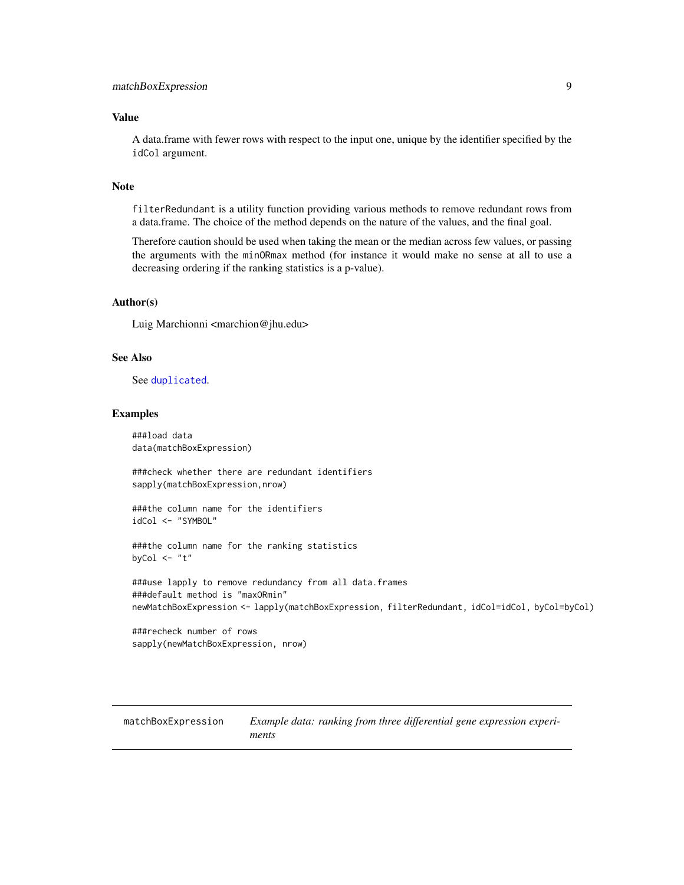## Value

A data.frame with fewer rows with respect to the input one, unique by the identifier specified by the `idCol` argument.

## Note

`filterRedundant` is a utility function providing various methods to remove redundant rows from a data.frame. The choice of the method depends on the nature of the values, and the final goal.

Therefore caution should be used when taking the mean or the median across few values, or passing the arguments with the `minORmax` method (for instance it would make no sense at all to use a decreasing ordering if the ranking statistics is a p-value).

## Author(s)

Luig Marchionni <marchion@jhu.edu>

## See Also

See `duplicated`.

## Examples

```
###load data
data(matchBoxExpression)

###check whether there are redundant identifiers
sapply(matchBoxExpression,nrow)

###the column name for the identifiers
idCol <- "SYMBOL"

###the column name for the ranking statistics
byCol <- "t"

###use lapply to remove redundancy from all data.frames
###default method is "maxORmin"
newMatchBoxExpression <- lapply(matchBoxExpression, filterRedundant, idCol=idCol, byCol=byCol)

###recheck number of rows
sapply(newMatchBoxExpression, nrow)
```

---

# matchBoxExpression — *Example data: ranking from three differential gene expression experiments*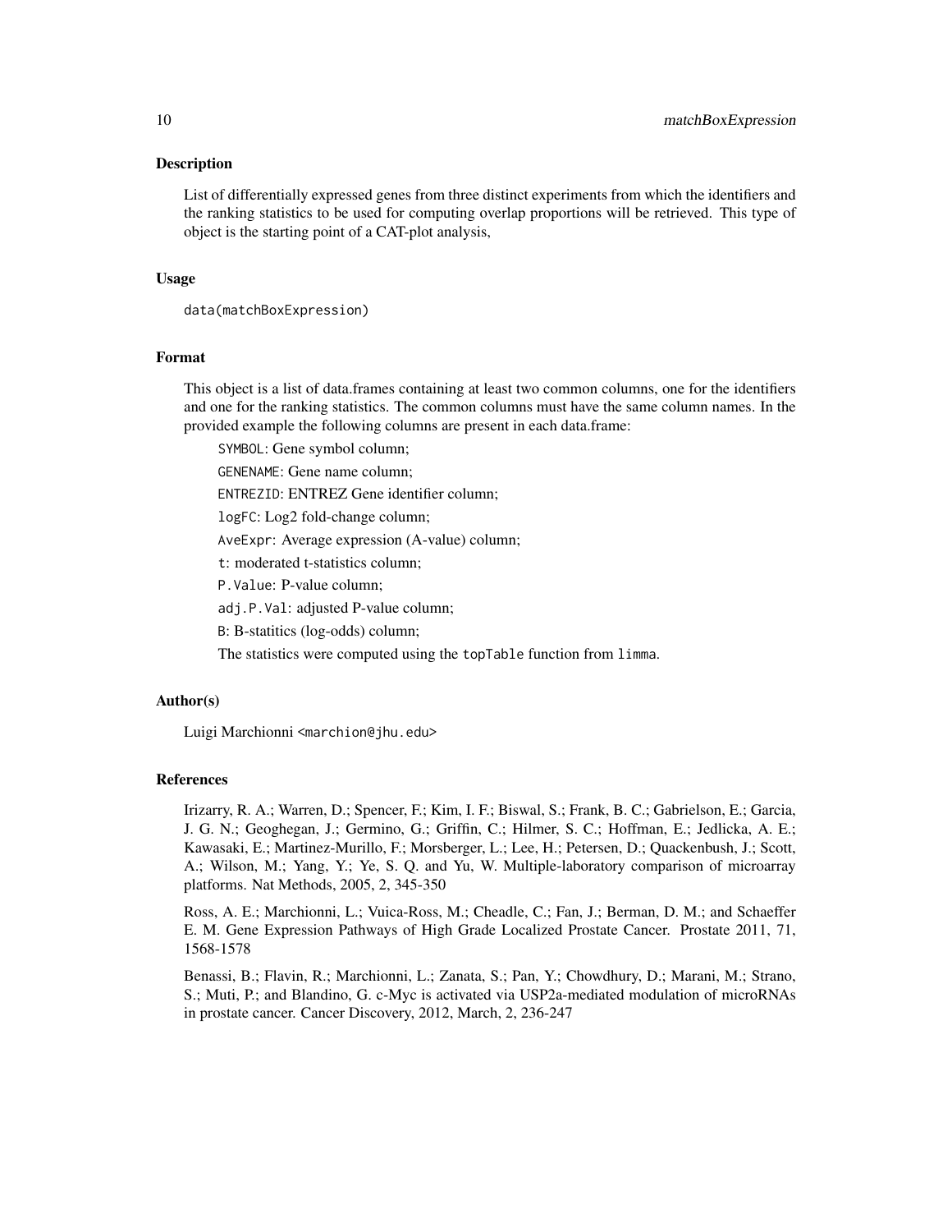## Description

List of differentially expressed genes from three distinct experiments from which the identifiers and the ranking statistics to be used for computing overlap proportions will be retrieved. This type of object is the starting point of a CAT-plot analysis,

## Usage

```
data(matchBoxExpression)
```

## Format

This object is a list of data.frames containing at least two common columns, one for the identifiers and one for the ranking statistics. The common columns must have the same column names. In the provided example the following columns are present in each data.frame:

`SYMBOL`: Gene symbol column;

`GENENAME`: Gene name column;

`ENTREZID`: ENTREZ Gene identifier column;

`logFC`: Log2 fold-change column;

`AveExpr`: Average expression (A-value) column;

`t`: moderated t-statistics column;

`P.Value`: P-value column;

`adj.P.Val`: adjusted P-value column;

`B`: B-statitics (log-odds) column;

The statistics were computed using the `topTable` function from `limma`.

## Author(s)

Luigi Marchionni <marchion@jhu.edu>

## References

Irizarry, R. A.; Warren, D.; Spencer, F.; Kim, I. F.; Biswal, S.; Frank, B. C.; Gabrielson, E.; Garcia, J. G. N.; Geoghegan, J.; Germino, G.; Griffin, C.; Hilmer, S. C.; Hoffman, E.; Jedlicka, A. E.; Kawasaki, E.; Martinez-Murillo, F.; Morsberger, L.; Lee, H.; Petersen, D.; Quackenbush, J.; Scott, A.; Wilson, M.; Yang, Y.; Ye, S. Q. and Yu, W. Multiple-laboratory comparison of microarray platforms. Nat Methods, 2005, 2, 345-350

Ross, A. E.; Marchionni, L.; Vuica-Ross, M.; Cheadle, C.; Fan, J.; Berman, D. M.; and Schaeffer E. M. Gene Expression Pathways of High Grade Localized Prostate Cancer. Prostate 2011, 71, 1568-1578

Benassi, B.; Flavin, R.; Marchionni, L.; Zanata, S.; Pan, Y.; Chowdhury, D.; Marani, M.; Strano, S.; Muti, P.; and Blandino, G. c-Myc is activated via USP2a-mediated modulation of microRNAs in prostate cancer. Cancer Discovery, 2012, March, 2, 236-247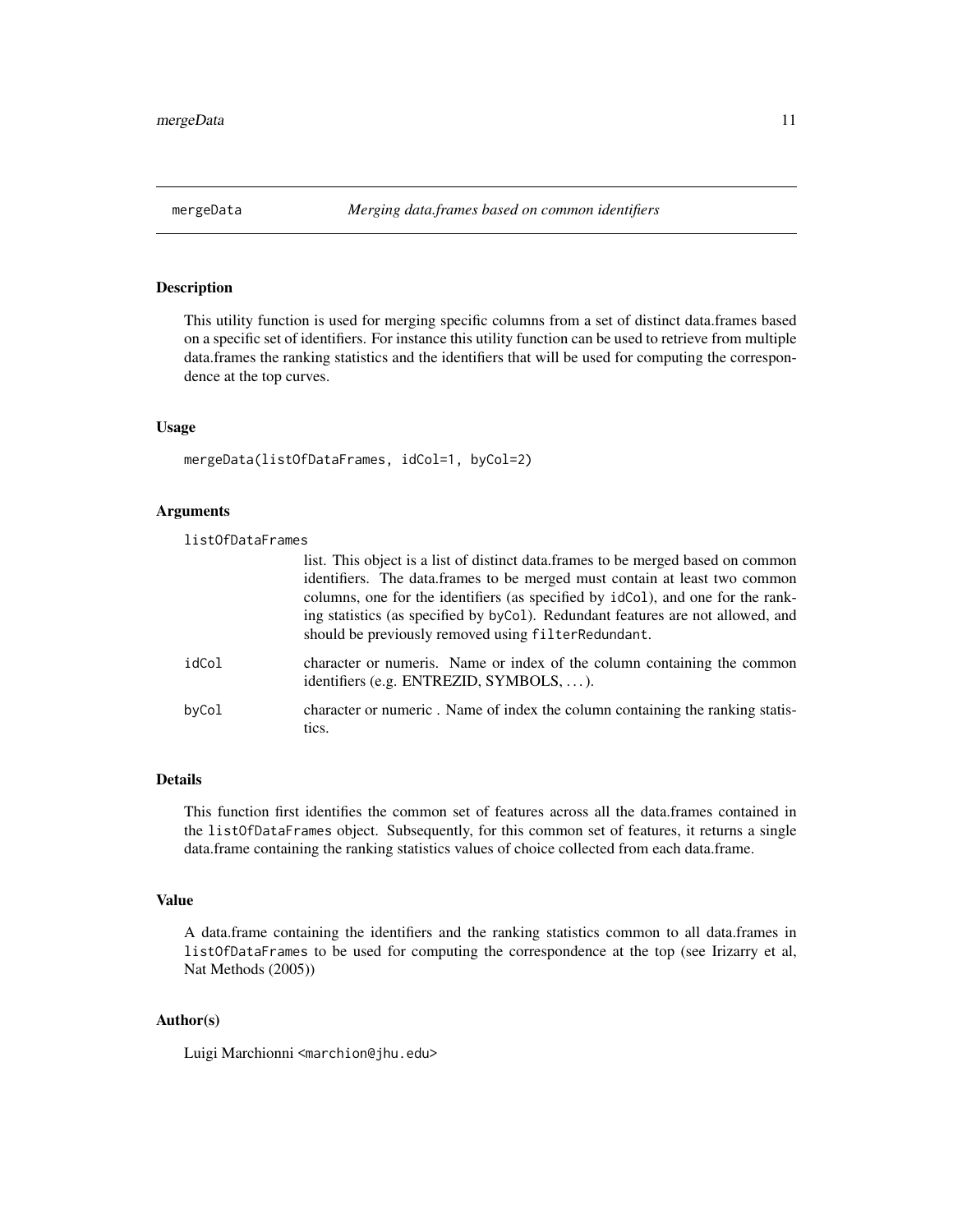## mergeData *Merging data.frames based on common identifiers*

### Description

This utility function is used for merging specific columns from a set of distinct data.frames based on a specific set of identifiers. For instance this utility function can be used to retrieve from multiple data.frames the ranking statistics and the identifiers that will be used for computing the correspondence at the top curves.

### Usage

```
mergeData(listOfDataFrames, idCol=1, byCol=2)
```

### Arguments

- `listOfDataFrames`
  list. This object is a list of distinct data.frames to be merged based on common identifiers. The data.frames to be merged must contain at least two common columns, one for the identifiers (as specified by `idCol`), and one for the ranking statistics (as specified by `byCol`). Redundant features are not allowed, and should be previously removed using `filterRedundant`.
- `idCol`
  character or numeris. Name or index of the column containing the common identifiers (e.g. ENTREZID, SYMBOLS, ...).
- `byCol`
  character or numeric . Name of index the column containing the ranking statistics.

### Details

This function first identifies the common set of features across all the data.frames contained in the `listOfDataFrames` object. Subsequently, for this common set of features, it returns a single data.frame containing the ranking statistics values of choice collected from each data.frame.

### Value

A data.frame containing the identifiers and the ranking statistics common to all data.frames in `listOfDataFrames` to be used for computing the correspondence at the top (see Irizarry et al, Nat Methods (2005))

### Author(s)

Luigi Marchionni <marchion@jhu.edu>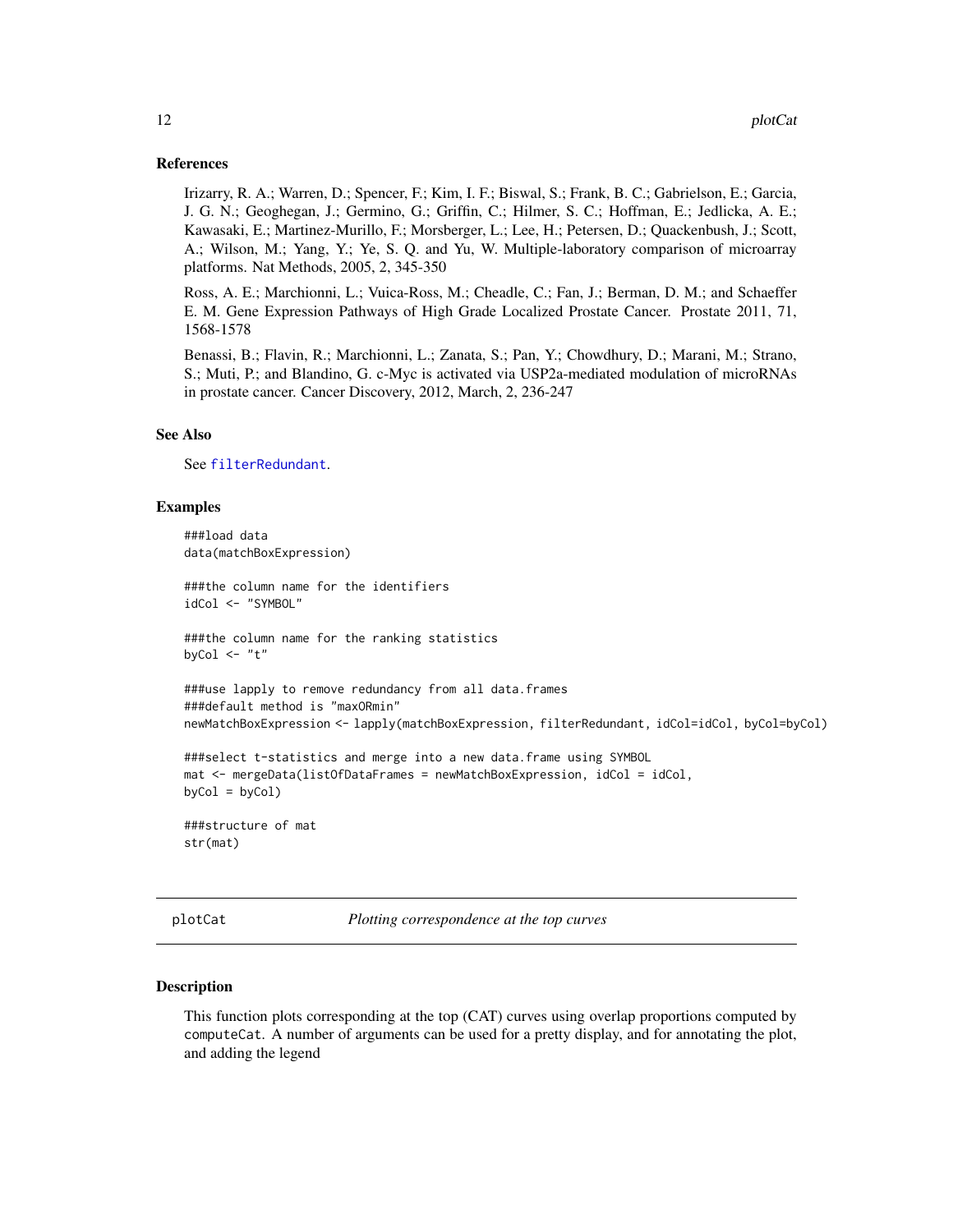### References

Irizarry, R. A.; Warren, D.; Spencer, F.; Kim, I. F.; Biswal, S.; Frank, B. C.; Gabrielson, E.; Garcia, J. G. N.; Geoghegan, J.; Germino, G.; Griffin, C.; Hilmer, S. C.; Hoffman, E.; Jedlicka, A. E.; Kawasaki, E.; Martinez-Murillo, F.; Morsberger, L.; Lee, H.; Petersen, D.; Quackenbush, J.; Scott, A.; Wilson, M.; Yang, Y.; Ye, S. Q. and Yu, W. Multiple-laboratory comparison of microarray platforms. Nat Methods, 2005, 2, 345-350

Ross, A. E.; Marchionni, L.; Vuica-Ross, M.; Cheadle, C.; Fan, J.; Berman, D. M.; and Schaeffer E. M. Gene Expression Pathways of High Grade Localized Prostate Cancer. Prostate 2011, 71, 1568-1578

Benassi, B.; Flavin, R.; Marchionni, L.; Zanata, S.; Pan, Y.; Chowdhury, D.; Marani, M.; Strano, S.; Muti, P.; and Blandino, G. c-Myc is activated via USP2a-mediated modulation of microRNAs in prostate cancer. Cancer Discovery, 2012, March, 2, 236-247

### See Also

See `filterRedundant`.

### Examples

```
###load data
data(matchBoxExpression)

###the column name for the identifiers
idCol <- "SYMBOL"

###the column name for the ranking statistics
byCol <- "t"

###use lapply to remove redundancy from all data.frames
###default method is "maxORmin"
newMatchBoxExpression <- lapply(matchBoxExpression, filterRedundant, idCol=idCol, byCol=byCol)

###select t-statistics and merge into a new data.frame using SYMBOL
mat <- mergeData(listOfDataFrames = newMatchBoxExpression, idCol = idCol,
byCol = byCol)

###structure of mat
str(mat)
```

---

## plotCat    *Plotting correspondence at the top curves*

### Description

This function plots corresponding at the top (CAT) curves using overlap proportions computed by `computeCat`. A number of arguments can be used for a pretty display, and for annotating the plot, and adding the legend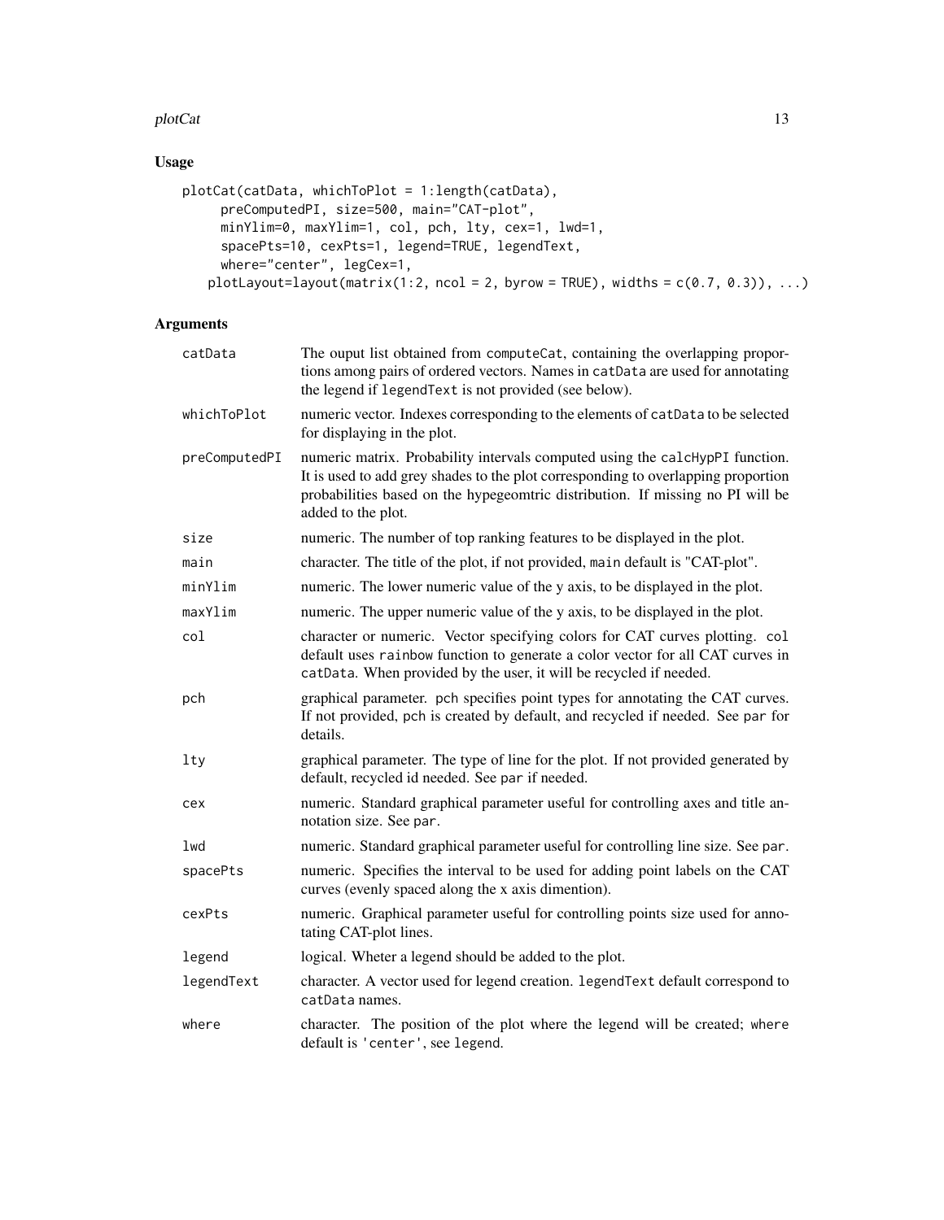## Usage

```
plotCat(catData, whichToPlot = 1:length(catData),
     preComputedPI, size=500, main="CAT-plot",
     minYlim=0, maxYlim=1, col, pch, lty, cex=1, lwd=1,
     spacePts=10, cexPts=1, legend=TRUE, legendText,
     where="center", legCex=1,
   plotLayout=layout(matrix(1:2, ncol = 2, byrow = TRUE), widths = c(0.7, 0.3)), ...)
```

## Arguments

| | |
|---|---|
| catData | The ouput list obtained from computeCat, containing the overlapping proportions among pairs of ordered vectors. Names in catData are used for annotating the legend if legendText is not provided (see below). |
| whichToPlot | numeric vector. Indexes corresponding to the elements of catData to be selected for displaying in the plot. |
| preComputedPI | numeric matrix. Probability intervals computed using the calcHypPI function. It is used to add grey shades to the plot corresponding to overlapping proportion probabilities based on the hypegeomtric distribution. If missing no PI will be added to the plot. |
| size | numeric. The number of top ranking features to be displayed in the plot. |
| main | character. The title of the plot, if not provided, main default is "CAT-plot". |
| minYlim | numeric. The lower numeric value of the y axis, to be displayed in the plot. |
| maxYlim | numeric. The upper numeric value of the y axis, to be displayed in the plot. |
| col | character or numeric. Vector specifying colors for CAT curves plotting. col default uses rainbow function to generate a color vector for all CAT curves in catData. When provided by the user, it will be recycled if needed. |
| pch | graphical parameter. pch specifies point types for annotating the CAT curves. If not provided, pch is created by default, and recycled if needed. See par for details. |
| lty | graphical parameter. The type of line for the plot. If not provided generated by default, recycled id needed. See par if needed. |
| cex | numeric. Standard graphical parameter useful for controlling axes and title annotation size. See par. |
| lwd | numeric. Standard graphical parameter useful for controlling line size. See par. |
| spacePts | numeric. Specifies the interval to be used for adding point labels on the CAT curves (evenly spaced along the x axis dimention). |
| cexPts | numeric. Graphical parameter useful for controlling points size used for annotating CAT-plot lines. |
| legend | logical. Wheter a legend should be added to the plot. |
| legendText | character. A vector used for legend creation. legendText default correspond to catData names. |
| where | character. The position of the plot where the legend will be created; where default is 'center', see legend. |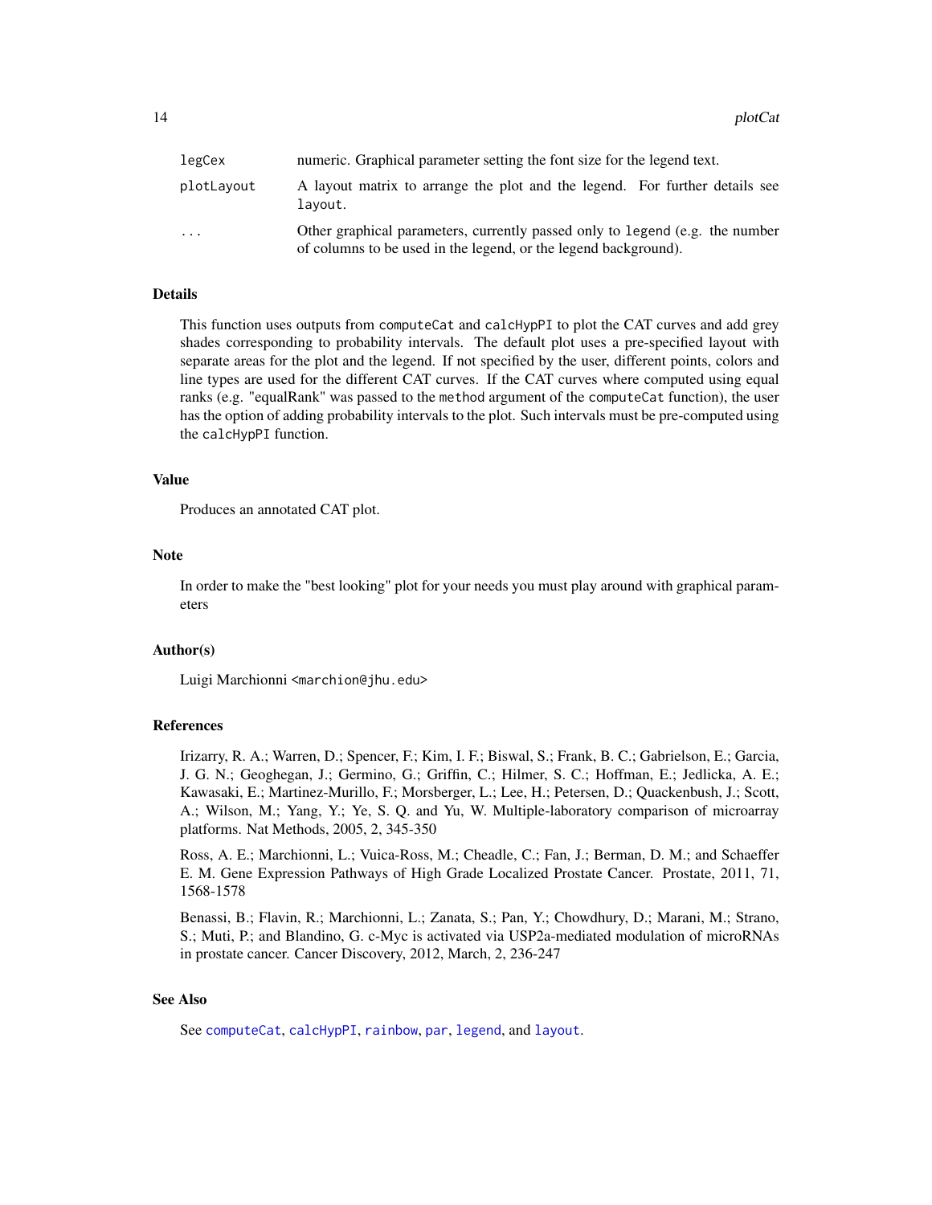| | |
|---|---|
| legCex | numeric. Graphical parameter setting the font size for the legend text. |
| plotLayout | A layout matrix to arrange the plot and the legend. For further details see `layout`. |
| ... | Other graphical parameters, currently passed only to `legend` (e.g. the number of columns to be used in the legend, or the legend background). |

### Details

This function uses outputs from `computeCat` and `calcHypPI` to plot the CAT curves and add grey shades corresponding to probability intervals. The default plot uses a pre-specified layout with separate areas for the plot and the legend. If not specified by the user, different points, colors and line types are used for the different CAT curves. If the CAT curves where computed using equal ranks (e.g. "equalRank" was passed to the `method` argument of the `computeCat` function), the user has the option of adding probability intervals to the plot. Such intervals must be pre-computed using the `calcHypPI` function.

### Value

Produces an annotated CAT plot.

### Note

In order to make the "best looking" plot for your needs you must play around with graphical parameters

### Author(s)

Luigi Marchionni <marchion@jhu.edu>

### References

Irizarry, R. A.; Warren, D.; Spencer, F.; Kim, I. F.; Biswal, S.; Frank, B. C.; Gabrielson, E.; Garcia, J. G. N.; Geoghegan, J.; Germino, G.; Griffin, C.; Hilmer, S. C.; Hoffman, E.; Jedlicka, A. E.; Kawasaki, E.; Martinez-Murillo, F.; Morsberger, L.; Lee, H.; Petersen, D.; Quackenbush, J.; Scott, A.; Wilson, M.; Yang, Y.; Ye, S. Q. and Yu, W. Multiple-laboratory comparison of microarray platforms. Nat Methods, 2005, 2, 345-350

Ross, A. E.; Marchionni, L.; Vuica-Ross, M.; Cheadle, C.; Fan, J.; Berman, D. M.; and Schaeffer E. M. Gene Expression Pathways of High Grade Localized Prostate Cancer. Prostate, 2011, 71, 1568-1578

Benassi, B.; Flavin, R.; Marchionni, L.; Zanata, S.; Pan, Y.; Chowdhury, D.; Marani, M.; Strano, S.; Muti, P.; and Blandino, G. c-Myc is activated via USP2a-mediated modulation of microRNAs in prostate cancer. Cancer Discovery, 2012, March, 2, 236-247

### See Also

See `computeCat`, `calcHypPI`, `rainbow`, `par`, `legend`, and `layout`.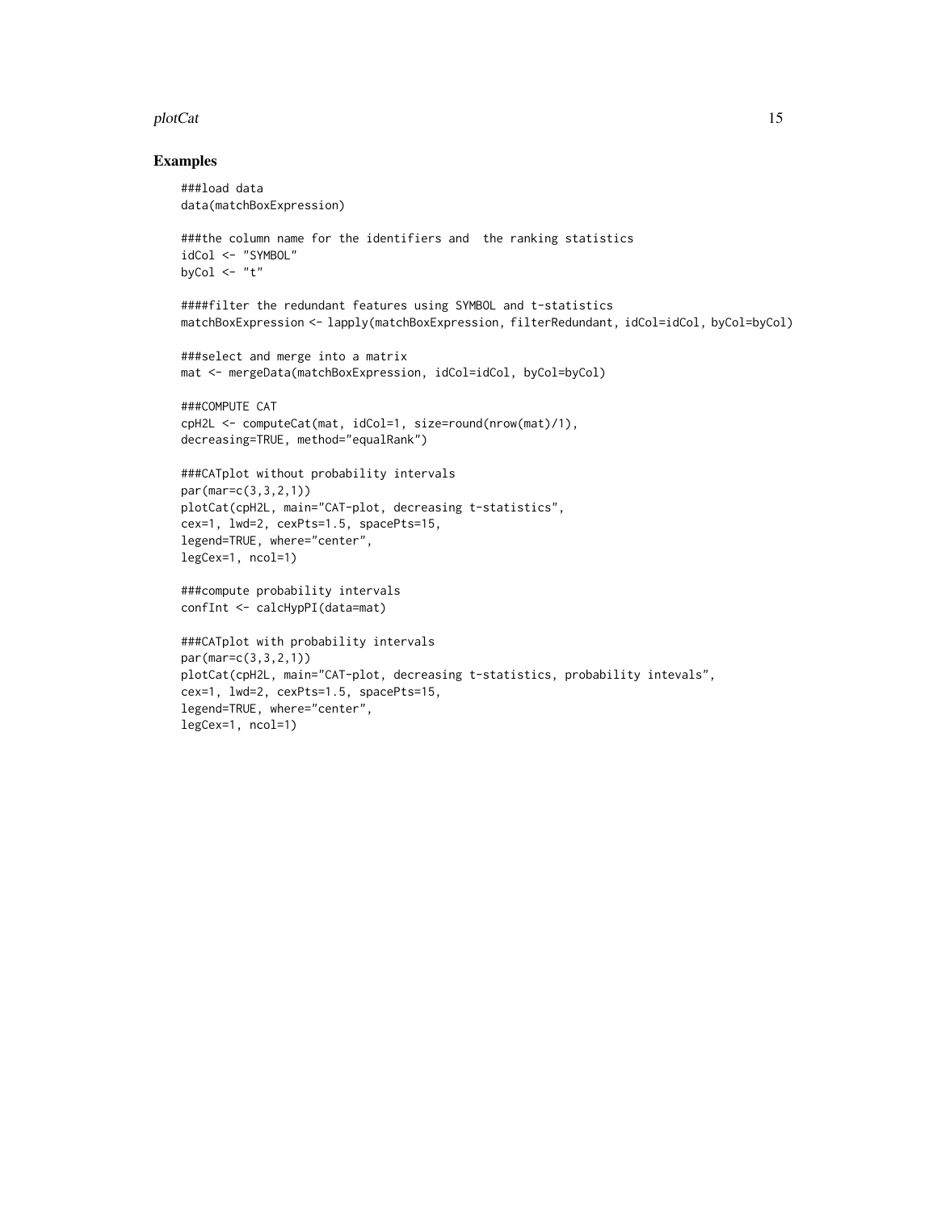## Examples

```
###load data
data(matchBoxExpression)

###the column name for the identifiers and  the ranking statistics
idCol <- "SYMBOL"
byCol <- "t"

####filter the redundant features using SYMBOL and t-statistics
matchBoxExpression <- lapply(matchBoxExpression, filterRedundant, idCol=idCol, byCol=byCol)

###select and merge into a matrix
mat <- mergeData(matchBoxExpression, idCol=idCol, byCol=byCol)

###COMPUTE CAT
cpH2L <- computeCat(mat, idCol=1, size=round(nrow(mat)/1),
decreasing=TRUE, method="equalRank")

###CATplot without probability intervals
par(mar=c(3,3,2,1))
plotCat(cpH2L, main="CAT-plot, decreasing t-statistics",
cex=1, lwd=2, cexPts=1.5, spacePts=15,
legend=TRUE, where="center",
legCex=1, ncol=1)

###compute probability intervals
confInt <- calcHypPI(data=mat)

###CATplot with probability intervals
par(mar=c(3,3,2,1))
plotCat(cpH2L, main="CAT-plot, decreasing t-statistics, probability intevals",
cex=1, lwd=2, cexPts=1.5, spacePts=15,
legend=TRUE, where="center",
legCex=1, ncol=1)
```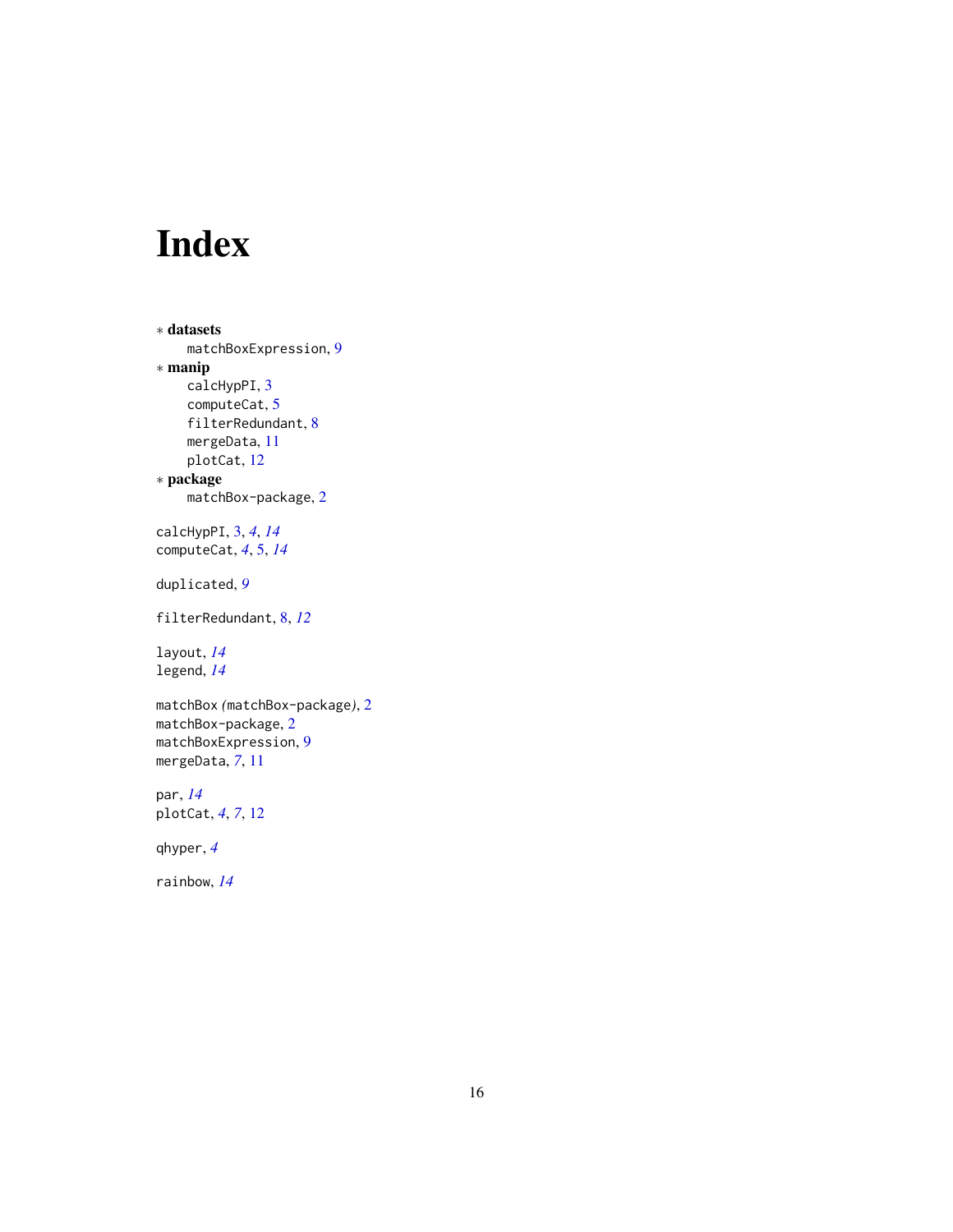# Index

∗ **datasets**
    matchBoxExpression, 9
∗ **manip**
    calcHypPI, 3
    computeCat, 5
    filterRedundant, 8
    mergeData, 11
    plotCat, 12
∗ **package**
    matchBox-package, 2

calcHypPI, 3, *4*, *14*
computeCat, *4*, 5, *14*

duplicated, *9*

filterRedundant, 8, *12*

layout, *14*
legend, *14*

matchBox *(*matchBox-package*)*, 2
matchBox-package, 2
matchBoxExpression, 9
mergeData, *7*, 11

par, *14*
plotCat, *4*, *7*, 12

qhyper, *4*

rainbow, *14*